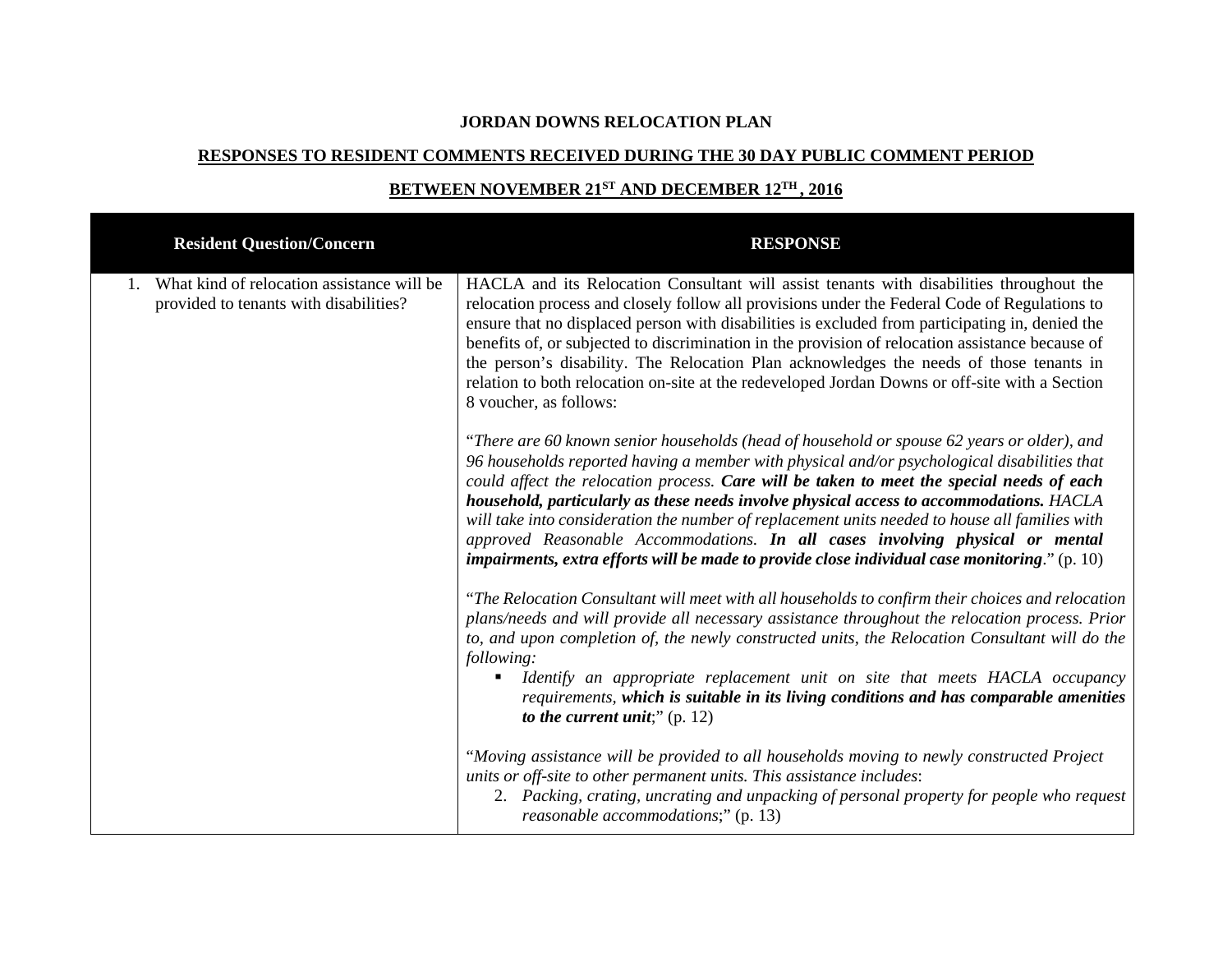**JORDAN DOWNS RELOCATION PLAN**

**RESPONSES TO RESIDENT COMMENTS RECEIVED DURING THE 30 DAY PUBLIC COMMENT PERIOD**

**BETWEEN NOVEMBER 21ST AND DECEMBER 12TH, 2016**

| Resident Question/Concern | RESPONSE |
|---|---|
| 1. What kind of relocation assistance will be provided to tenants with disabilities? | HACLA and its Relocation Consultant will assist tenants with disabilities throughout the relocation process and closely follow all provisions under the Federal Code of Regulations to ensure that no displaced person with disabilities is excluded from participating in, denied the benefits of, or subjected to discrimination in the provision of relocation assistance because of the person's disability. The Relocation Plan acknowledges the needs of those tenants in relation to both relocation on-site at the redeveloped Jordan Downs or off-site with a Section 8 voucher, as follows:<br><br>"*There are 60 known senior households (head of household or spouse 62 years or older), and 96 households reported having a member with physical and/or psychological disabilities that could affect the relocation process.* ***Care will be taken to meet the special needs of each household, particularly as these needs involve physical access to accommodations.*** *HACLA will take into consideration the number of replacement units needed to house all families with approved Reasonable Accommodations.* ***In all cases involving physical or mental impairments, extra efforts will be made to provide close individual case monitoring***." (p. 10)<br><br>"*The Relocation Consultant will meet with all households to confirm their choices and relocation plans/needs and will provide all necessary assistance throughout the relocation process. Prior to, and upon completion of, the newly constructed units, the Relocation Consultant will do the following:*<br>▪ *Identify an appropriate replacement unit on site that meets HACLA occupancy requirements,* ***which is suitable in its living conditions and has comparable amenities to the current unit***;" (p. 12)<br><br>"*Moving assistance will be provided to all households moving to newly constructed Project units or off-site to other permanent units. This assistance includes*:<br>2. *Packing, crating, uncrating and unpacking of personal property for people who request reasonable accommodations*;" (p. 13) |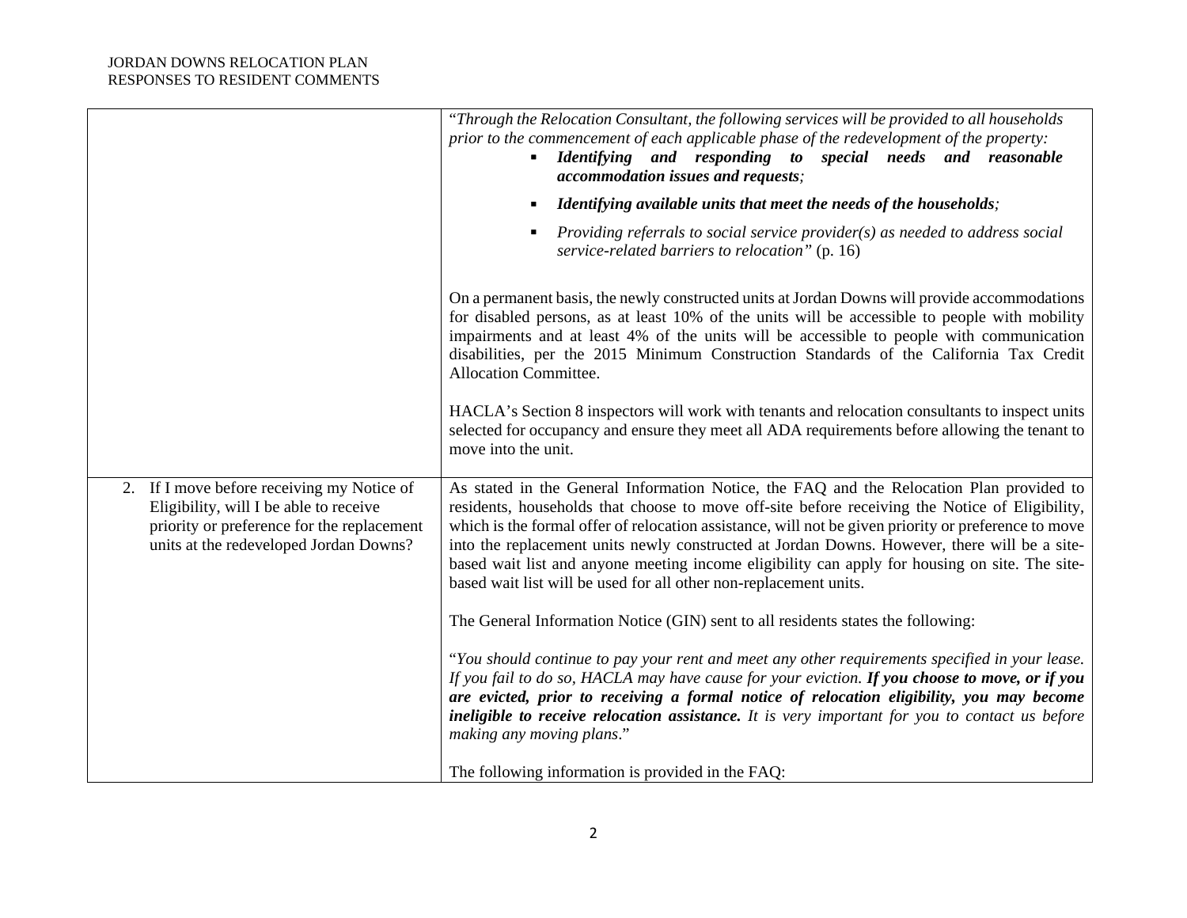| | |
|---|---|
| | "*Through the Relocation Consultant, the following services will be provided to all households prior to the commencement of each applicable phase of the redevelopment of the property:*<br>▪ ***Identifying and responding to special needs and reasonable accommodation issues and requests****;*<br>▪ ***Identifying available units that meet the needs of the households****;*<br>▪ *Providing referrals to social service provider(s) as needed to address social service-related barriers to relocation"* (p. 16)<br><br>On a permanent basis, the newly constructed units at Jordan Downs will provide accommodations for disabled persons, as at least 10% of the units will be accessible to people with mobility impairments and at least 4% of the units will be accessible to people with communication disabilities, per the 2015 Minimum Construction Standards of the California Tax Credit Allocation Committee.<br><br>HACLA's Section 8 inspectors will work with tenants and relocation consultants to inspect units selected for occupancy and ensure they meet all ADA requirements before allowing the tenant to move into the unit. |
| 2. If I move before receiving my Notice of Eligibility, will I be able to receive priority or preference for the replacement units at the redeveloped Jordan Downs? | As stated in the General Information Notice, the FAQ and the Relocation Plan provided to residents, households that choose to move off-site before receiving the Notice of Eligibility, which is the formal offer of relocation assistance, will not be given priority or preference to move into the replacement units newly constructed at Jordan Downs. However, there will be a site-based wait list and anyone meeting income eligibility can apply for housing on site. The site-based wait list will be used for all other non-replacement units.<br><br>The General Information Notice (GIN) sent to all residents states the following:<br><br>"*You should continue to pay your rent and meet any other requirements specified in your lease. If you fail to do so, HACLA may have cause for your eviction.* ***If you choose to move, or if you are evicted, prior to receiving a formal notice of relocation eligibility, you may become ineligible to receive relocation assistance.*** *It is very important for you to contact us before making any moving plans*."<br><br>The following information is provided in the FAQ: |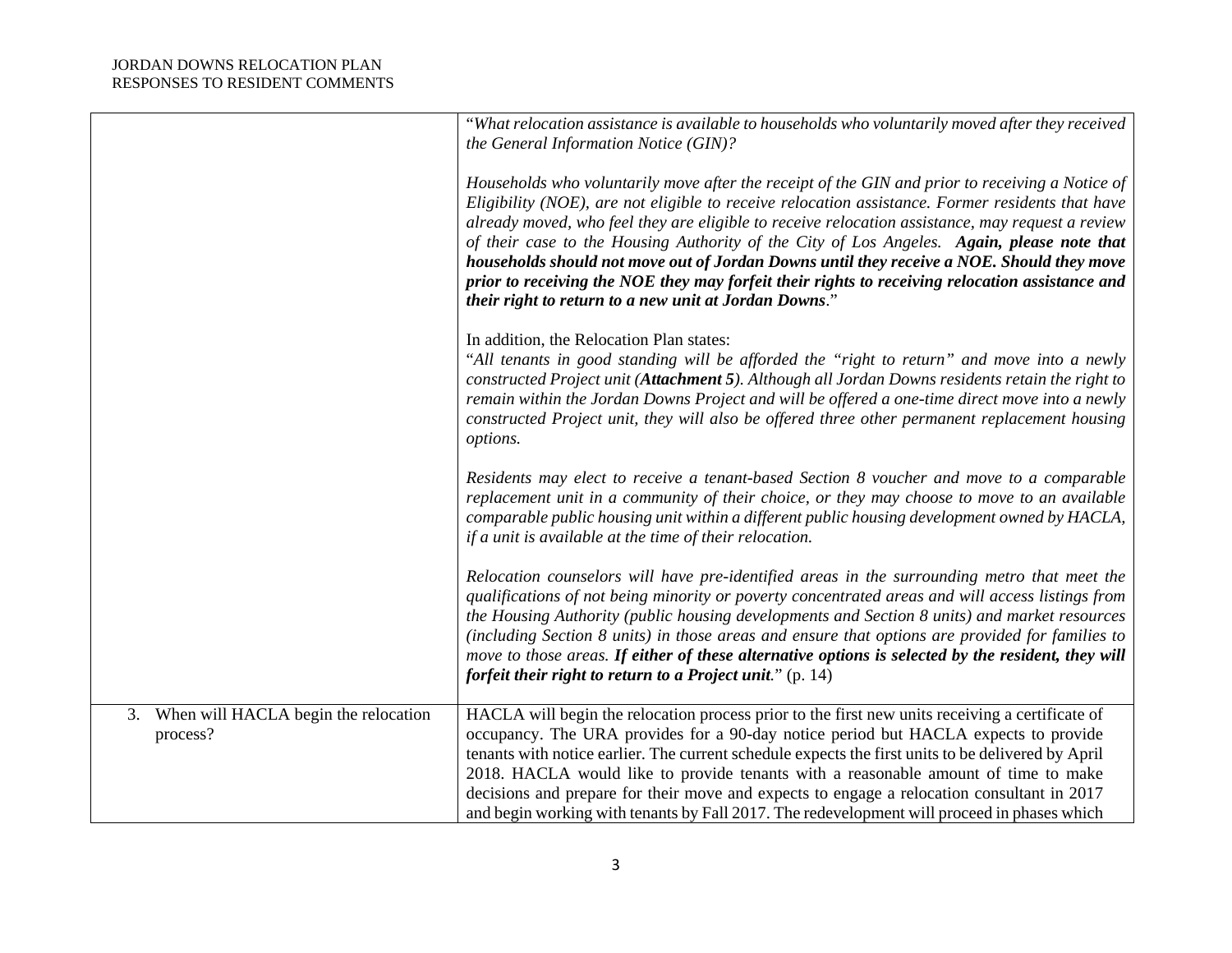| | |
|---|---|
| | "*What relocation assistance is available to households who voluntarily moved after they received the General Information Notice (GIN)?*<br><br>*Households who voluntarily move after the receipt of the GIN and prior to receiving a Notice of Eligibility (NOE), are not eligible to receive relocation assistance. Former residents that have already moved, who feel they are eligible to receive relocation assistance, may request a review of their case to the Housing Authority of the City of Los Angeles.* ***Again, please note that households should not move out of Jordan Downs until they receive a NOE. Should they move prior to receiving the NOE they may forfeit their rights to receiving relocation assistance and their right to return to a new unit at Jordan Downs***."<br><br>In addition, the Relocation Plan states:<br>"*All tenants in good standing will be afforded the "right to return" and move into a newly constructed Project unit (**Attachment 5**). Although all Jordan Downs residents retain the right to remain within the Jordan Downs Project and will be offered a one-time direct move into a newly constructed Project unit, they will also be offered three other permanent replacement housing options.*<br><br>*Residents may elect to receive a tenant-based Section 8 voucher and move to a comparable replacement unit in a community of their choice, or they may choose to move to an available comparable public housing unit within a different public housing development owned by HACLA, if a unit is available at the time of their relocation.*<br><br>*Relocation counselors will have pre-identified areas in the surrounding metro that meet the qualifications of not being minority or poverty concentrated areas and will access listings from the Housing Authority (public housing developments and Section 8 units) and market resources (including Section 8 units) in those areas and ensure that options are provided for families to move to those areas.* ***If either of these alternative options is selected by the resident, they will forfeit their right to return to a Project unit.***" (p. 14) |
| 3. When will HACLA begin the relocation process? | HACLA will begin the relocation process prior to the first new units receiving a certificate of occupancy. The URA provides for a 90-day notice period but HACLA expects to provide tenants with notice earlier. The current schedule expects the first units to be delivered by April 2018. HACLA would like to provide tenants with a reasonable amount of time to make decisions and prepare for their move and expects to engage a relocation consultant in 2017 and begin working with tenants by Fall 2017. The redevelopment will proceed in phases which |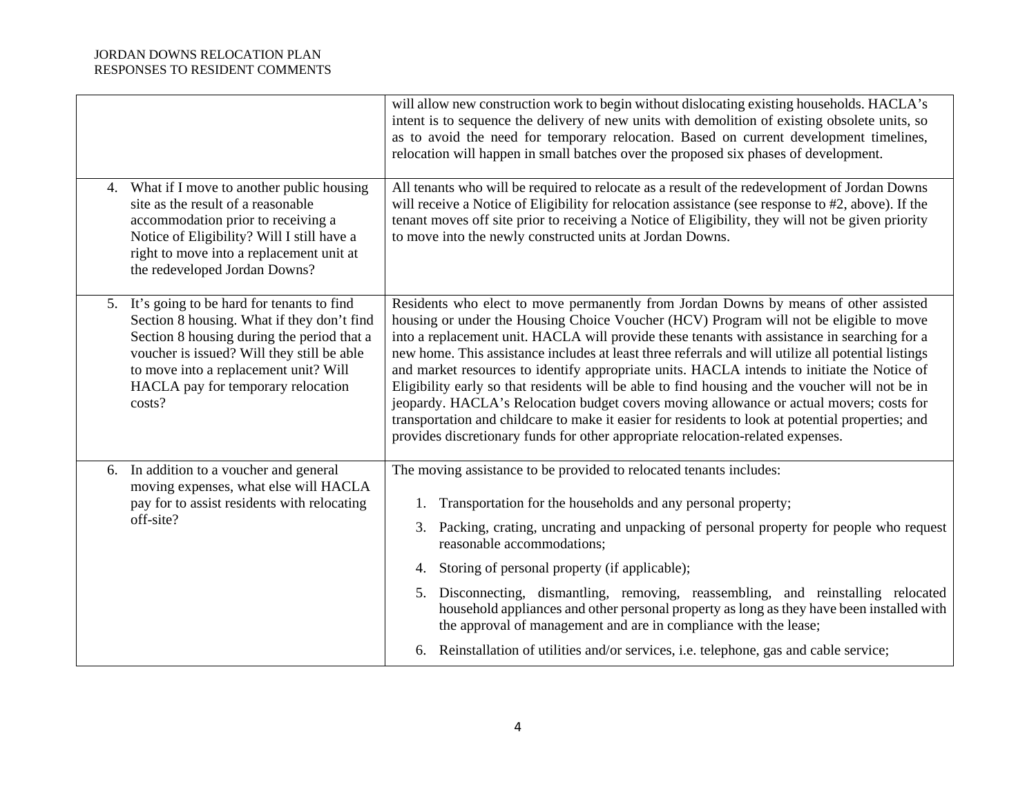| | |
|---|---|
| | will allow new construction work to begin without dislocating existing households. HACLA's intent is to sequence the delivery of new units with demolition of existing obsolete units, so as to avoid the need for temporary relocation. Based on current development timelines, relocation will happen in small batches over the proposed six phases of development. |
| 4. What if I move to another public housing site as the result of a reasonable accommodation prior to receiving a Notice of Eligibility? Will I still have a right to move into a replacement unit at the redeveloped Jordan Downs? | All tenants who will be required to relocate as a result of the redevelopment of Jordan Downs will receive a Notice of Eligibility for relocation assistance (see response to #2, above). If the tenant moves off site prior to receiving a Notice of Eligibility, they will not be given priority to move into the newly constructed units at Jordan Downs. |
| 5. It's going to be hard for tenants to find Section 8 housing. What if they don't find Section 8 housing during the period that a voucher is issued? Will they still be able to move into a replacement unit? Will HACLA pay for temporary relocation costs? | Residents who elect to move permanently from Jordan Downs by means of other assisted housing or under the Housing Choice Voucher (HCV) Program will not be eligible to move into a replacement unit. HACLA will provide these tenants with assistance in searching for a new home. This assistance includes at least three referrals and will utilize all potential listings and market resources to identify appropriate units. HACLA intends to initiate the Notice of Eligibility early so that residents will be able to find housing and the voucher will not be in jeopardy. HACLA's Relocation budget covers moving allowance or actual movers; costs for transportation and childcare to make it easier for residents to look at potential properties; and provides discretionary funds for other appropriate relocation-related expenses. |
| 6. In addition to a voucher and general moving expenses, what else will HACLA pay for to assist residents with relocating off-site? | The moving assistance to be provided to relocated tenants includes:<br><br>1. Transportation for the households and any personal property;<br>3. Packing, crating, uncrating and unpacking of personal property for people who request reasonable accommodations;<br>4. Storing of personal property (if applicable);<br>5. Disconnecting, dismantling, removing, reassembling, and reinstalling relocated household appliances and other personal property as long as they have been installed with the approval of management and are in compliance with the lease;<br>6. Reinstallation of utilities and/or services, i.e. telephone, gas and cable service; |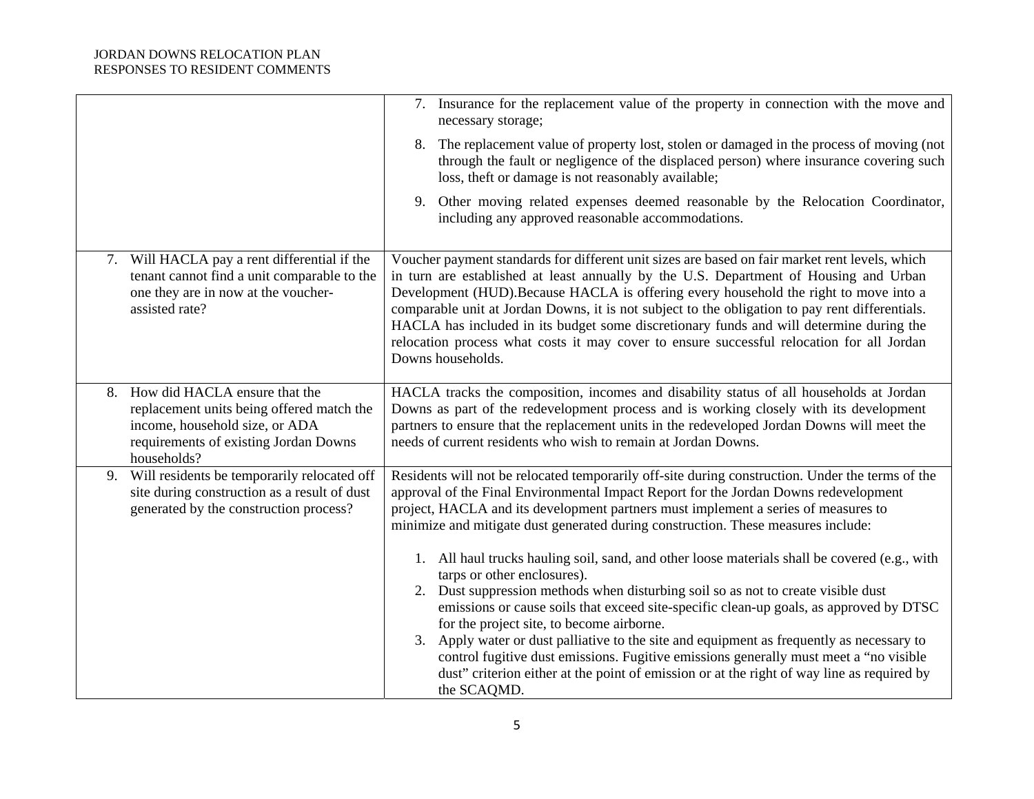| | |
|---|---|
| | 7. Insurance for the replacement value of the property in connection with the move and necessary storage;<br>8. The replacement value of property lost, stolen or damaged in the process of moving (not through the fault or negligence of the displaced person) where insurance covering such loss, theft or damage is not reasonably available;<br>9. Other moving related expenses deemed reasonable by the Relocation Coordinator, including any approved reasonable accommodations. |
| 7. Will HACLA pay a rent differential if the tenant cannot find a unit comparable to the one they are in now at the voucher-assisted rate? | Voucher payment standards for different unit sizes are based on fair market rent levels, which in turn are established at least annually by the U.S. Department of Housing and Urban Development (HUD).Because HACLA is offering every household the right to move into a comparable unit at Jordan Downs, it is not subject to the obligation to pay rent differentials. HACLA has included in its budget some discretionary funds and will determine during the relocation process what costs it may cover to ensure successful relocation for all Jordan Downs households. |
| 8. How did HACLA ensure that the replacement units being offered match the income, household size, or ADA requirements of existing Jordan Downs households? | HACLA tracks the composition, incomes and disability status of all households at Jordan Downs as part of the redevelopment process and is working closely with its development partners to ensure that the replacement units in the redeveloped Jordan Downs will meet the needs of current residents who wish to remain at Jordan Downs. |
| 9. Will residents be temporarily relocated off site during construction as a result of dust generated by the construction process? | Residents will not be relocated temporarily off-site during construction. Under the terms of the approval of the Final Environmental Impact Report for the Jordan Downs redevelopment project, HACLA and its development partners must implement a series of measures to minimize and mitigate dust generated during construction. These measures include:<br>1. All haul trucks hauling soil, sand, and other loose materials shall be covered (e.g., with tarps or other enclosures).<br>2. Dust suppression methods when disturbing soil so as not to create visible dust emissions or cause soils that exceed site-specific clean-up goals, as approved by DTSC for the project site, to become airborne.<br>3. Apply water or dust palliative to the site and equipment as frequently as necessary to control fugitive dust emissions. Fugitive emissions generally must meet a "no visible dust" criterion either at the point of emission or at the right of way line as required by the SCAQMD. |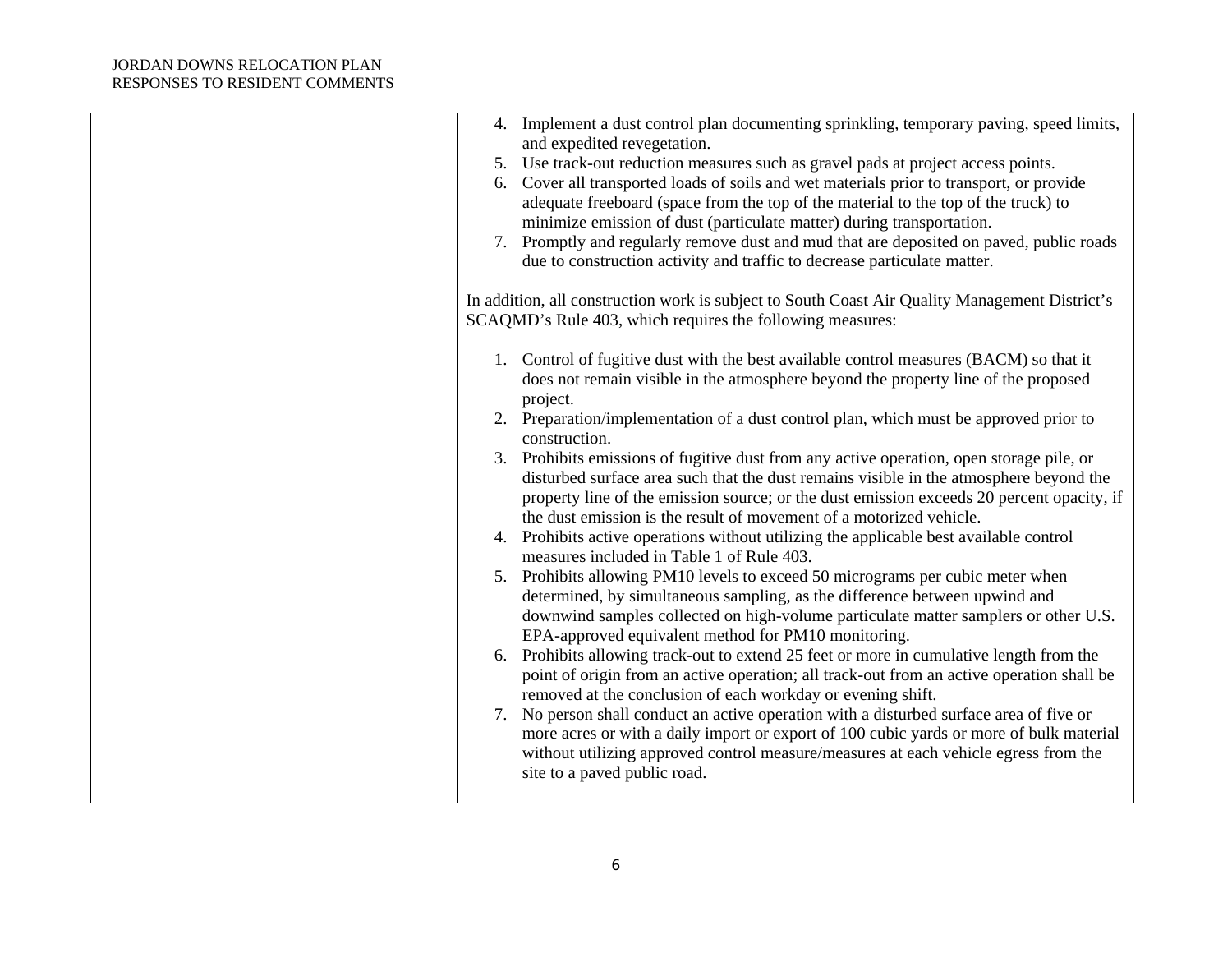| | |
|---|---|
| | 4. Implement a dust control plan documenting sprinkling, temporary paving, speed limits, and expedited revegetation.<br>5. Use track-out reduction measures such as gravel pads at project access points.<br>6. Cover all transported loads of soils and wet materials prior to transport, or provide adequate freeboard (space from the top of the material to the top of the truck) to minimize emission of dust (particulate matter) during transportation.<br>7. Promptly and regularly remove dust and mud that are deposited on paved, public roads due to construction activity and traffic to decrease particulate matter.<br><br>In addition, all construction work is subject to South Coast Air Quality Management District's SCAQMD's Rule 403, which requires the following measures:<br><br>1. Control of fugitive dust with the best available control measures (BACM) so that it does not remain visible in the atmosphere beyond the property line of the proposed project.<br>2. Preparation/implementation of a dust control plan, which must be approved prior to construction.<br>3. Prohibits emissions of fugitive dust from any active operation, open storage pile, or disturbed surface area such that the dust remains visible in the atmosphere beyond the property line of the emission source; or the dust emission exceeds 20 percent opacity, if the dust emission is the result of movement of a motorized vehicle.<br>4. Prohibits active operations without utilizing the applicable best available control measures included in Table 1 of Rule 403.<br>5. Prohibits allowing PM10 levels to exceed 50 micrograms per cubic meter when determined, by simultaneous sampling, as the difference between upwind and downwind samples collected on high-volume particulate matter samplers or other U.S. EPA-approved equivalent method for PM10 monitoring.<br>6. Prohibits allowing track-out to extend 25 feet or more in cumulative length from the point of origin from an active operation; all track-out from an active operation shall be removed at the conclusion of each workday or evening shift.<br>7. No person shall conduct an active operation with a disturbed surface area of five or more acres or with a daily import or export of 100 cubic yards or more of bulk material without utilizing approved control measure/measures at each vehicle egress from the site to a paved public road. |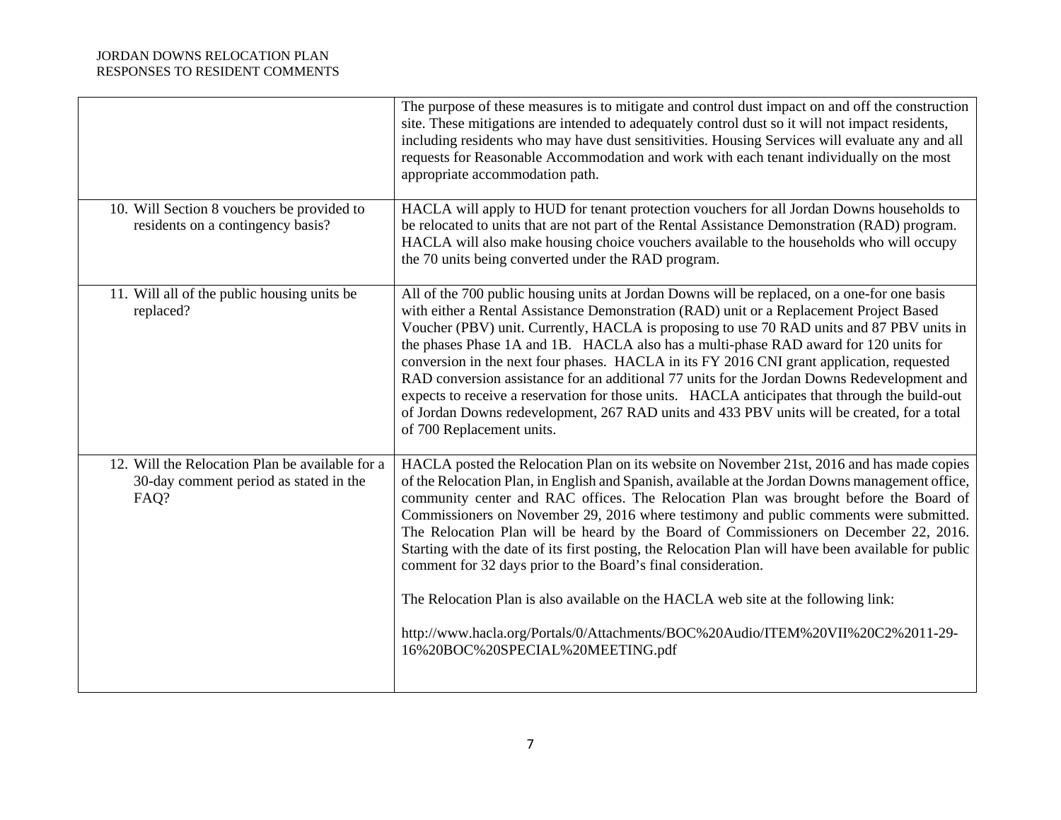| | |
|---|---|
| | The purpose of these measures is to mitigate and control dust impact on and off the construction site. These mitigations are intended to adequately control dust so it will not impact residents, including residents who may have dust sensitivities. Housing Services will evaluate any and all requests for Reasonable Accommodation and work with each tenant individually on the most appropriate accommodation path. |
| 10. Will Section 8 vouchers be provided to residents on a contingency basis? | HACLA will apply to HUD for tenant protection vouchers for all Jordan Downs households to be relocated to units that are not part of the Rental Assistance Demonstration (RAD) program. HACLA will also make housing choice vouchers available to the households who will occupy the 70 units being converted under the RAD program. |
| 11. Will all of the public housing units be replaced? | All of the 700 public housing units at Jordan Downs will be replaced, on a one-for one basis with either a Rental Assistance Demonstration (RAD) unit or a Replacement Project Based Voucher (PBV) unit. Currently, HACLA is proposing to use 70 RAD units and 87 PBV units in the phases Phase 1A and 1B. HACLA also has a multi-phase RAD award for 120 units for conversion in the next four phases. HACLA in its FY 2016 CNI grant application, requested RAD conversion assistance for an additional 77 units for the Jordan Downs Redevelopment and expects to receive a reservation for those units. HACLA anticipates that through the build-out of Jordan Downs redevelopment, 267 RAD units and 433 PBV units will be created, for a total of 700 Replacement units. |
| 12. Will the Relocation Plan be available for a 30-day comment period as stated in the FAQ? | HACLA posted the Relocation Plan on its website on November 21st, 2016 and has made copies of the Relocation Plan, in English and Spanish, available at the Jordan Downs management office, community center and RAC offices. The Relocation Plan was brought before the Board of Commissioners on November 29, 2016 where testimony and public comments were submitted. The Relocation Plan will be heard by the Board of Commissioners on December 22, 2016. Starting with the date of its first posting, the Relocation Plan will have been available for public comment for 32 days prior to the Board's final consideration.<br><br>The Relocation Plan is also available on the HACLA web site at the following link:<br><br>http://www.hacla.org/Portals/0/Attachments/BOC%20Audio/ITEM%20VII%20C2%2011-29-16%20BOC%20SPECIAL%20MEETING.pdf |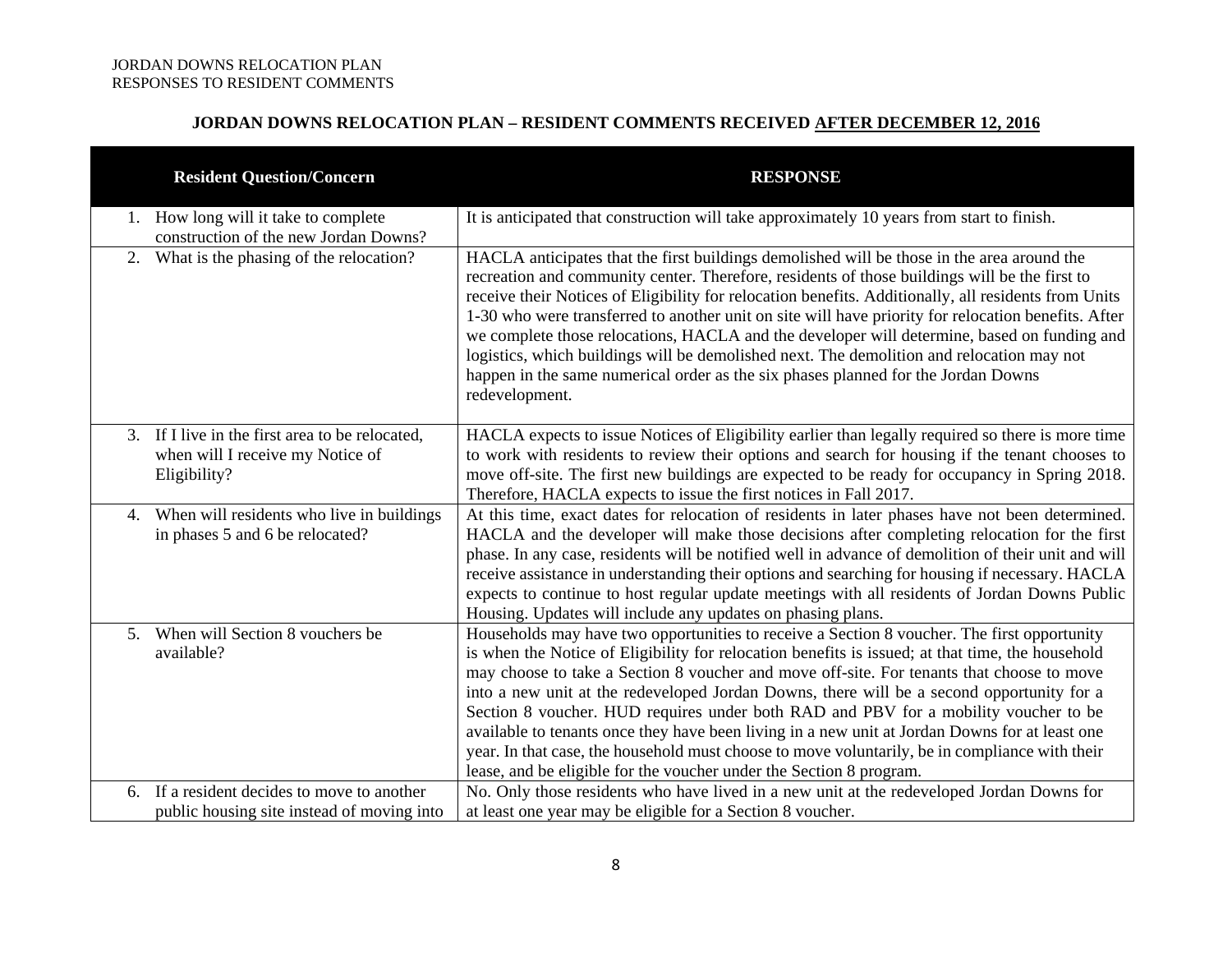## JORDAN DOWNS RELOCATION PLAN – RESIDENT COMMENTS RECEIVED AFTER DECEMBER 12, 2016

| Resident Question/Concern | RESPONSE |
|---|---|
| 1. How long will it take to complete construction of the new Jordan Downs? | It is anticipated that construction will take approximately 10 years from start to finish. |
| 2. What is the phasing of the relocation? | HACLA anticipates that the first buildings demolished will be those in the area around the recreation and community center. Therefore, residents of those buildings will be the first to receive their Notices of Eligibility for relocation benefits. Additionally, all residents from Units 1-30 who were transferred to another unit on site will have priority for relocation benefits. After we complete those relocations, HACLA and the developer will determine, based on funding and logistics, which buildings will be demolished next. The demolition and relocation may not happen in the same numerical order as the six phases planned for the Jordan Downs redevelopment. |
| 3. If I live in the first area to be relocated, when will I receive my Notice of Eligibility? | HACLA expects to issue Notices of Eligibility earlier than legally required so there is more time to work with residents to review their options and search for housing if the tenant chooses to move off-site. The first new buildings are expected to be ready for occupancy in Spring 2018. Therefore, HACLA expects to issue the first notices in Fall 2017. |
| 4. When will residents who live in buildings in phases 5 and 6 be relocated? | At this time, exact dates for relocation of residents in later phases have not been determined. HACLA and the developer will make those decisions after completing relocation for the first phase. In any case, residents will be notified well in advance of demolition of their unit and will receive assistance in understanding their options and searching for housing if necessary. HACLA expects to continue to host regular update meetings with all residents of Jordan Downs Public Housing. Updates will include any updates on phasing plans. |
| 5. When will Section 8 vouchers be available? | Households may have two opportunities to receive a Section 8 voucher. The first opportunity is when the Notice of Eligibility for relocation benefits is issued; at that time, the household may choose to take a Section 8 voucher and move off-site. For tenants that choose to move into a new unit at the redeveloped Jordan Downs, there will be a second opportunity for a Section 8 voucher. HUD requires under both RAD and PBV for a mobility voucher to be available to tenants once they have been living in a new unit at Jordan Downs for at least one year. In that case, the household must choose to move voluntarily, be in compliance with their lease, and be eligible for the voucher under the Section 8 program. |
| 6. If a resident decides to move to another public housing site instead of moving into | No. Only those residents who have lived in a new unit at the redeveloped Jordan Downs for at least one year may be eligible for a Section 8 voucher. |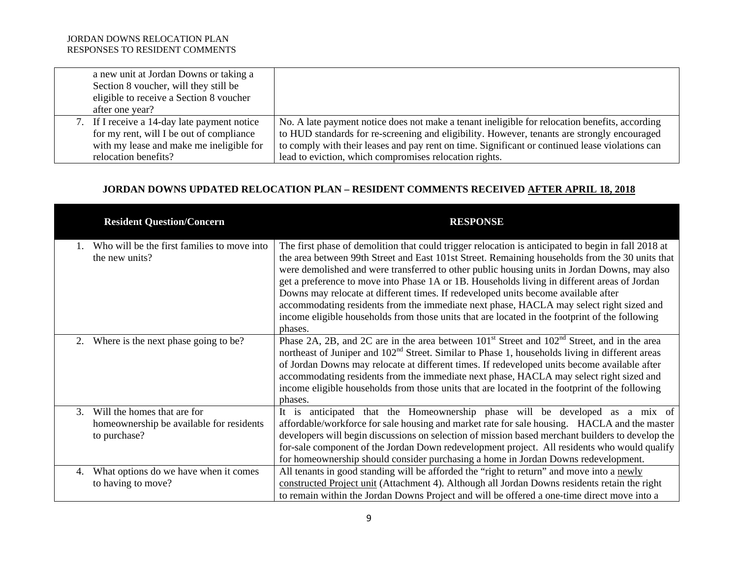| | |
|---|---|
| a new unit at Jordan Downs or taking a Section 8 voucher, will they still be eligible to receive a Section 8 voucher after one year? | |
| 7. If I receive a 14-day late payment notice for my rent, will I be out of compliance with my lease and make me ineligible for relocation benefits? | No. A late payment notice does not make a tenant ineligible for relocation benefits, according to HUD standards for re-screening and eligibility. However, tenants are strongly encouraged to comply with their leases and pay rent on time. Significant or continued lease violations can lead to eviction, which compromises relocation rights. |

**JORDAN DOWNS UPDATED RELOCATION PLAN – RESIDENT COMMENTS RECEIVED AFTER APRIL 18, 2018**

| Resident Question/Concern | RESPONSE |
|---|---|
| 1. Who will be the first families to move into the new units? | The first phase of demolition that could trigger relocation is anticipated to begin in fall 2018 at the area between 99th Street and East 101st Street. Remaining households from the 30 units that were demolished and were transferred to other public housing units in Jordan Downs, may also get a preference to move into Phase 1A or 1B. Households living in different areas of Jordan Downs may relocate at different times. If redeveloped units become available after accommodating residents from the immediate next phase, HACLA may select right sized and income eligible households from those units that are located in the footprint of the following phases. |
| 2. Where is the next phase going to be? | Phase 2A, 2B, and 2C are in the area between 101st Street and 102nd Street, and in the area northeast of Juniper and 102nd Street. Similar to Phase 1, households living in different areas of Jordan Downs may relocate at different times. If redeveloped units become available after accommodating residents from the immediate next phase, HACLA may select right sized and income eligible households from those units that are located in the footprint of the following phases. |
| 3. Will the homes that are for homeownership be available for residents to purchase? | It is anticipated that the Homeownership phase will be developed as a mix of affordable/workforce for sale housing and market rate for sale housing. HACLA and the master developers will begin discussions on selection of mission based merchant builders to develop the for-sale component of the Jordan Down redevelopment project. All residents who would qualify for homeownership should consider purchasing a home in Jordan Downs redevelopment. |
| 4. What options do we have when it comes to having to move? | All tenants in good standing will be afforded the "right to return" and move into a newly constructed Project unit (Attachment 4). Although all Jordan Downs residents retain the right to remain within the Jordan Downs Project and will be offered a one-time direct move into a |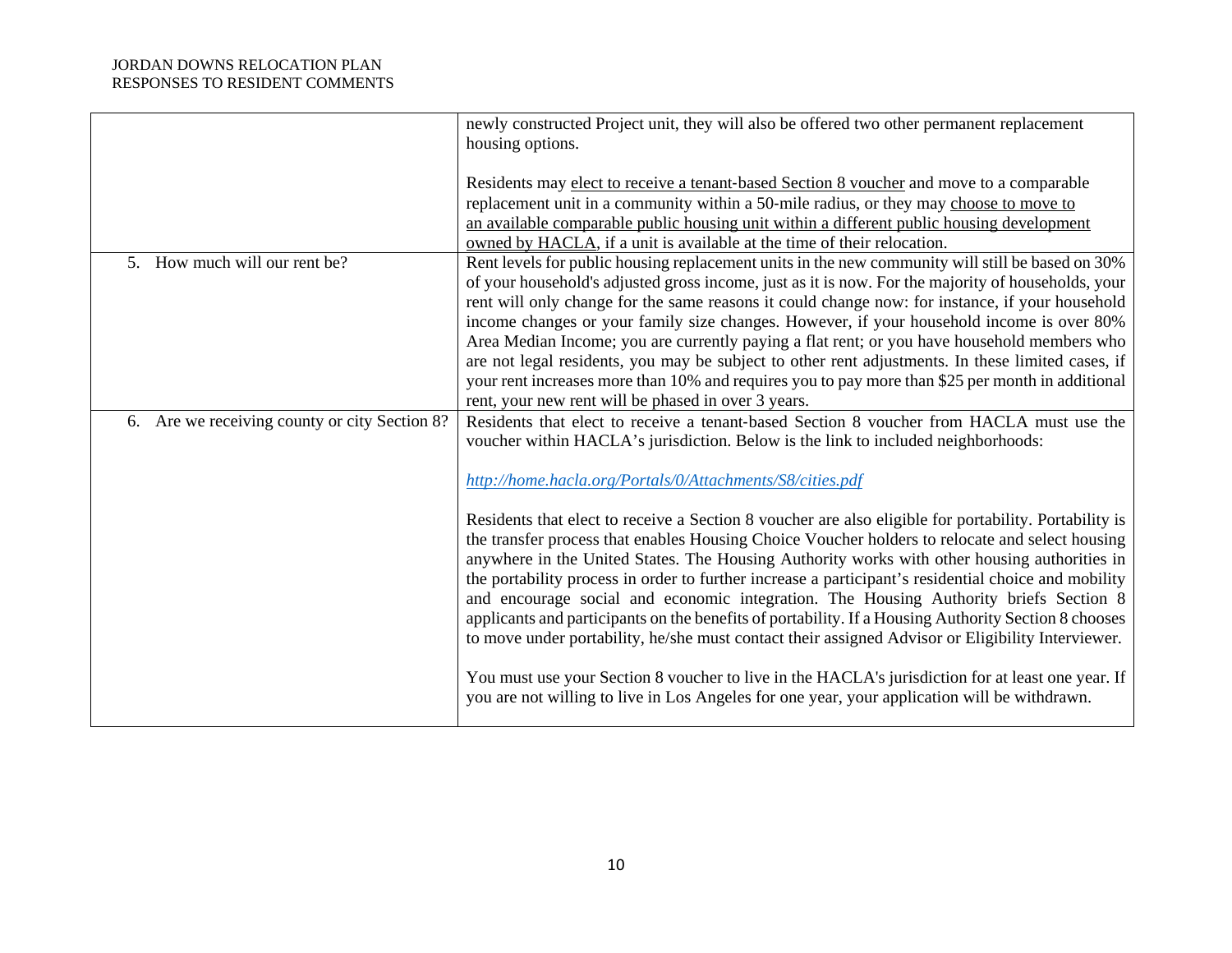| | |
|---|---|
| | newly constructed Project unit, they will also be offered two other permanent replacement housing options.<br><br>Residents may elect to receive a tenant-based Section 8 voucher and move to a comparable replacement unit in a community within a 50-mile radius, or they may choose to move to an available comparable public housing unit within a different public housing development owned by HACLA, if a unit is available at the time of their relocation. |
| 5. How much will our rent be? | Rent levels for public housing replacement units in the new community will still be based on 30% of your household's adjusted gross income, just as it is now. For the majority of households, your rent will only change for the same reasons it could change now: for instance, if your household income changes or your family size changes. However, if your household income is over 80% Area Median Income; you are currently paying a flat rent; or you have household members who are not legal residents, you may be subject to other rent adjustments. In these limited cases, if your rent increases more than 10% and requires you to pay more than $25 per month in additional rent, your new rent will be phased in over 3 years. |
| 6. Are we receiving county or city Section 8? | Residents that elect to receive a tenant-based Section 8 voucher from HACLA must use the voucher within HACLA's jurisdiction. Below is the link to included neighborhoods:<br><br>*http://home.hacla.org/Portals/0/Attachments/S8/cities.pdf*<br><br>Residents that elect to receive a Section 8 voucher are also eligible for portability. Portability is the transfer process that enables Housing Choice Voucher holders to relocate and select housing anywhere in the United States. The Housing Authority works with other housing authorities in the portability process in order to further increase a participant's residential choice and mobility and encourage social and economic integration. The Housing Authority briefs Section 8 applicants and participants on the benefits of portability. If a Housing Authority Section 8 chooses to move under portability, he/she must contact their assigned Advisor or Eligibility Interviewer.<br><br>You must use your Section 8 voucher to live in the HACLA's jurisdiction for at least one year. If you are not willing to live in Los Angeles for one year, your application will be withdrawn. |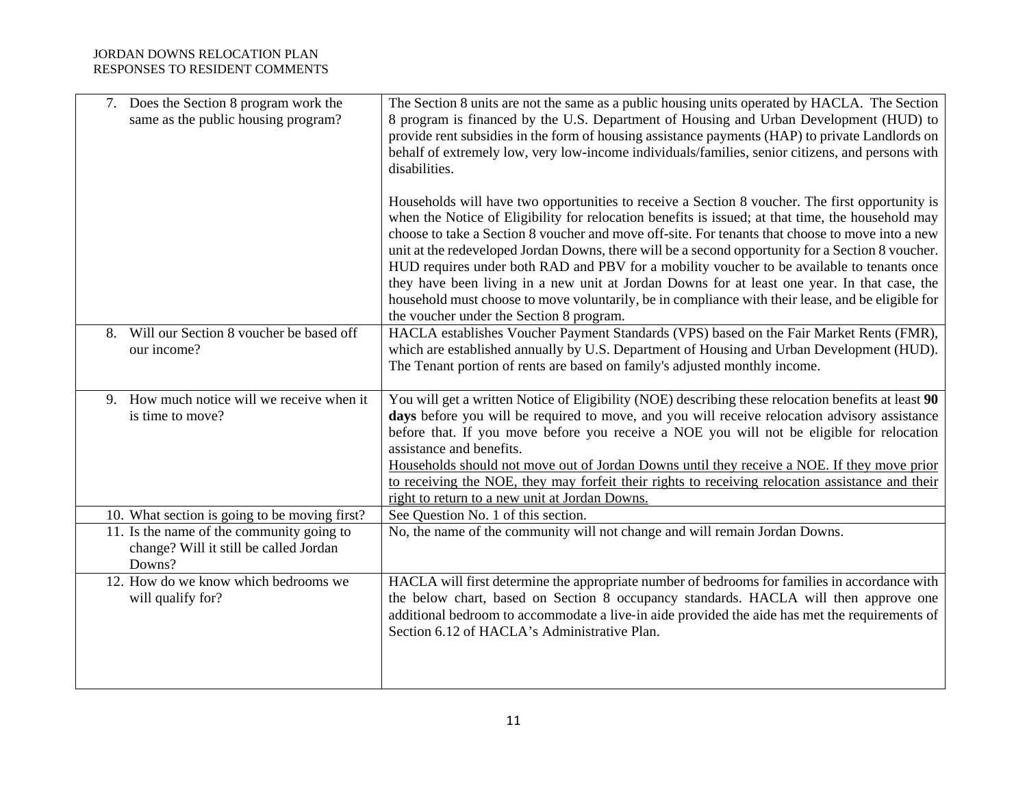| | |
|---|---|
| 7. Does the Section 8 program work the same as the public housing program? | The Section 8 units are not the same as a public housing units operated by HACLA. The Section 8 program is financed by the U.S. Department of Housing and Urban Development (HUD) to provide rent subsidies in the form of housing assistance payments (HAP) to private Landlords on behalf of extremely low, very low-income individuals/families, senior citizens, and persons with disabilities.<br><br>Households will have two opportunities to receive a Section 8 voucher. The first opportunity is when the Notice of Eligibility for relocation benefits is issued; at that time, the household may choose to take a Section 8 voucher and move off-site. For tenants that choose to move into a new unit at the redeveloped Jordan Downs, there will be a second opportunity for a Section 8 voucher. HUD requires under both RAD and PBV for a mobility voucher to be available to tenants once they have been living in a new unit at Jordan Downs for at least one year. In that case, the household must choose to move voluntarily, be in compliance with their lease, and be eligible for the voucher under the Section 8 program. |
| 8. Will our Section 8 voucher be based off our income? | HACLA establishes Voucher Payment Standards (VPS) based on the Fair Market Rents (FMR), which are established annually by U.S. Department of Housing and Urban Development (HUD). The Tenant portion of rents are based on family's adjusted monthly income. |
| 9. How much notice will we receive when it is time to move? | You will get a written Notice of Eligibility (NOE) describing these relocation benefits at least **90 days** before you will be required to move, and you will receive relocation advisory assistance before that. If you move before you receive a NOE you will not be eligible for relocation assistance and benefits.<br><u>Households should not move out of Jordan Downs until they receive a NOE. If they move prior to receiving the NOE, they may forfeit their rights to receiving relocation assistance and their right to return to a new unit at Jordan Downs.</u> |
| 10. What section is going to be moving first? | See Question No. 1 of this section. |
| 11. Is the name of the community going to change? Will it still be called Jordan Downs? | No, the name of the community will not change and will remain Jordan Downs. |
| 12. How do we know which bedrooms we will qualify for? | HACLA will first determine the appropriate number of bedrooms for families in accordance with the below chart, based on Section 8 occupancy standards. HACLA will then approve one additional bedroom to accommodate a live-in aide provided the aide has met the requirements of Section 6.12 of HACLA's Administrative Plan. |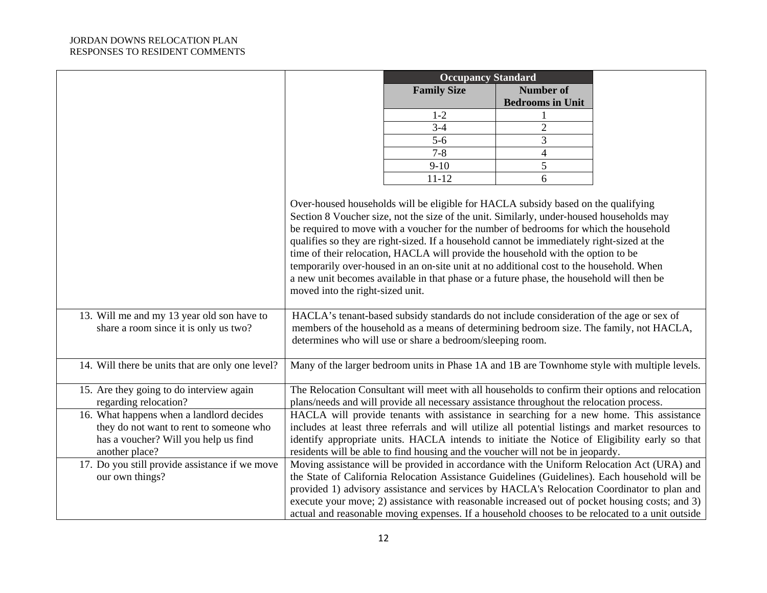| | |
|---|---|
| | **Occupancy Standard**<br><br>Family Size: 1-2 → 1 bedroom; 3-4 → 2; 5-6 → 3; 7-8 → 4; 9-10 → 5; 11-12 → 6<br><br>Over-housed households will be eligible for HACLA subsidy based on the qualifying Section 8 Voucher size, not the size of the unit. Similarly, under-housed households may be required to move with a voucher for the number of bedrooms for which the household qualifies so they are right-sized. If a household cannot be immediately right-sized at the time of their relocation, HACLA will provide the household with the option to be temporarily over-housed in an on-site unit at no additional cost to the household. When a new unit becomes available in that phase or a future phase, the household will then be moved into the right-sized unit. |
| 13. Will me and my 13 year old son have to share a room since it is only us two? | HACLA's tenant-based subsidy standards do not include consideration of the age or sex of members of the household as a means of determining bedroom size. The family, not HACLA, determines who will use or share a bedroom/sleeping room. |
| 14. Will there be units that are only one level? | Many of the larger bedroom units in Phase 1A and 1B are Townhome style with multiple levels. |
| 15. Are they going to do interview again regarding relocation? | The Relocation Consultant will meet with all households to confirm their options and relocation plans/needs and will provide all necessary assistance throughout the relocation process. |
| 16. What happens when a landlord decides they do not want to rent to someone who has a voucher? Will you help us find another place? | HACLA will provide tenants with assistance in searching for a new home. This assistance includes at least three referrals and will utilize all potential listings and market resources to identify appropriate units. HACLA intends to initiate the Notice of Eligibility early so that residents will be able to find housing and the voucher will not be in jeopardy. |
| 17. Do you still provide assistance if we move our own things? | Moving assistance will be provided in accordance with the Uniform Relocation Act (URA) and the State of California Relocation Assistance Guidelines (Guidelines). Each household will be provided 1) advisory assistance and services by HACLA's Relocation Coordinator to plan and execute your move; 2) assistance with reasonable increased out of pocket housing costs; and 3) actual and reasonable moving expenses. If a household chooses to be relocated to a unit outside |

**Occupancy Standard**

| Family Size | Number of Bedrooms in Unit |
|---|---|
| 1-2 | 1 |
| 3-4 | 2 |
| 5-6 | 3 |
| 7-8 | 4 |
| 9-10 | 5 |
| 11-12 | 6 |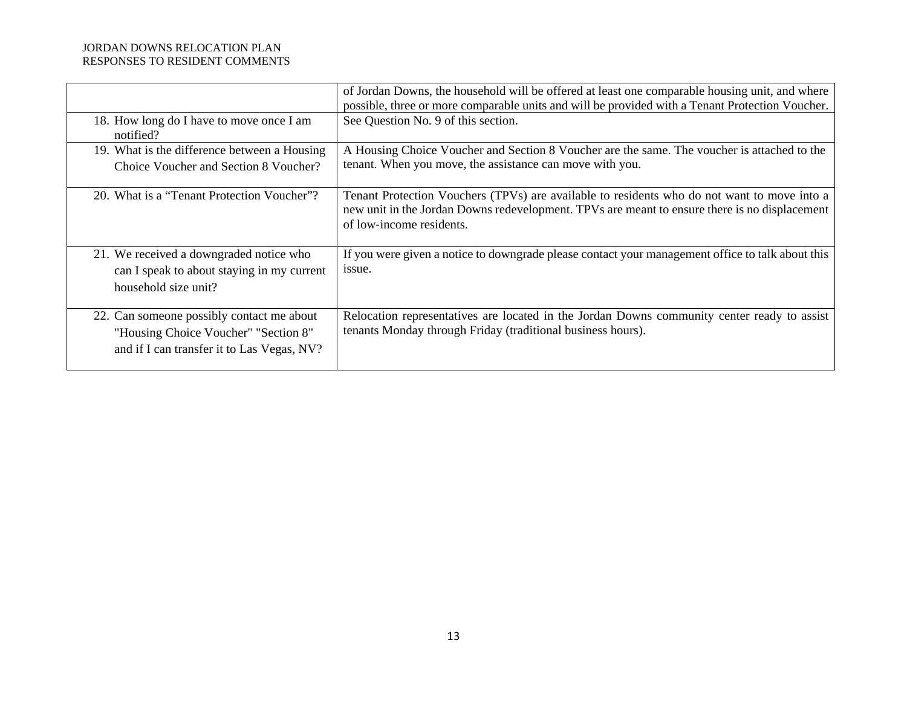| | |
|---|---|
| | of Jordan Downs, the household will be offered at least one comparable housing unit, and where possible, three or more comparable units and will be provided with a Tenant Protection Voucher. |
| 18. How long do I have to move once I am notified? | See Question No. 9 of this section. |
| 19. What is the difference between a Housing Choice Voucher and Section 8 Voucher? | A Housing Choice Voucher and Section 8 Voucher are the same. The voucher is attached to the tenant. When you move, the assistance can move with you. |
| 20. What is a "Tenant Protection Voucher"? | Tenant Protection Vouchers (TPVs) are available to residents who do not want to move into a new unit in the Jordan Downs redevelopment. TPVs are meant to ensure there is no displacement of low-income residents. |
| 21. We received a downgraded notice who can I speak to about staying in my current household size unit? | If you were given a notice to downgrade please contact your management office to talk about this issue. |
| 22. Can someone possibly contact me about "Housing Choice Voucher" "Section 8" and if I can transfer it to Las Vegas, NV? | Relocation representatives are located in the Jordan Downs community center ready to assist tenants Monday through Friday (traditional business hours). |